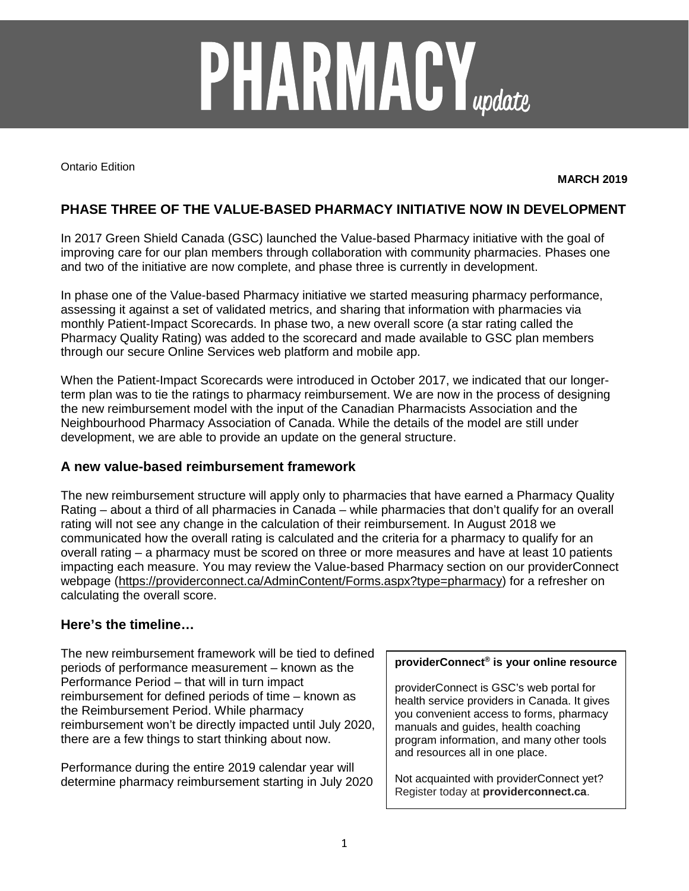# PHARMACY *update*

Ontario Edition

**MARCH 2019**

## PHASE THREE OF THE VALUE-BASED PHARMACY INITIATIVE NOW IN DEVELOPMENT

In 2017 Green Shield Canada (GSC) launched the Value-based Pharmacy initiative with the goal of improving care for our plan members through collaboration with community pharmacies. Phases one and two of the initiative are now complete, and phase three is currently in development.

In phase one of the Value-based Pharmacy initiative we started measuring pharmacy performance, assessing it against a set of validated metrics, and sharing that information with pharmacies via monthly Patient-Impact Scorecards. In phase two, a new overall score (a star rating called the Pharmacy Quality Rating) was added to the scorecard and made available to GSC plan members through our secure Online Services web platform and mobile app.

When the Patient-Impact Scorecards were introduced in October 2017, we indicated that our longer-term plan was to tie the ratings to pharmacy reimbursement. We are now in the process of designing the new reimbursement model with the input of the Canadian Pharmacists Association and the Neighbourhood Pharmacy Association of Canada. While the details of the model are still under development, we are able to provide an update on the general structure.

### A new value-based reimbursement framework

The new reimbursement structure will apply only to pharmacies that have earned a Pharmacy Quality Rating – about a third of all pharmacies in Canada – while pharmacies that don't qualify for an overall rating will not see any change in the calculation of their reimbursement. In August 2018 we communicated how the overall rating is calculated and the criteria for a pharmacy to qualify for an overall rating – a pharmacy must be scored on three or more measures and have at least 10 patients impacting each measure. You may review the Value-based Pharmacy section on our providerConnect webpage (https://providerconnect.ca/AdminContent/Forms.aspx?type=pharmacy) for a refresher on calculating the overall score.

### Here's the timeline…

The new reimbursement framework will be tied to defined periods of performance measurement – known as the Performance Period – that will in turn impact reimbursement for defined periods of time – known as the Reimbursement Period. While pharmacy reimbursement won't be directly impacted until July 2020, there are a few things to start thinking about now.

Performance during the entire 2019 calendar year will determine pharmacy reimbursement starting in July 2020

**providerConnect® is your online resource**

providerConnect is GSC's web portal for health service providers in Canada. It gives you convenient access to forms, pharmacy manuals and guides, health coaching program information, and many other tools and resources all in one place.

Not acquainted with providerConnect yet? Register today at **providerconnect.ca**.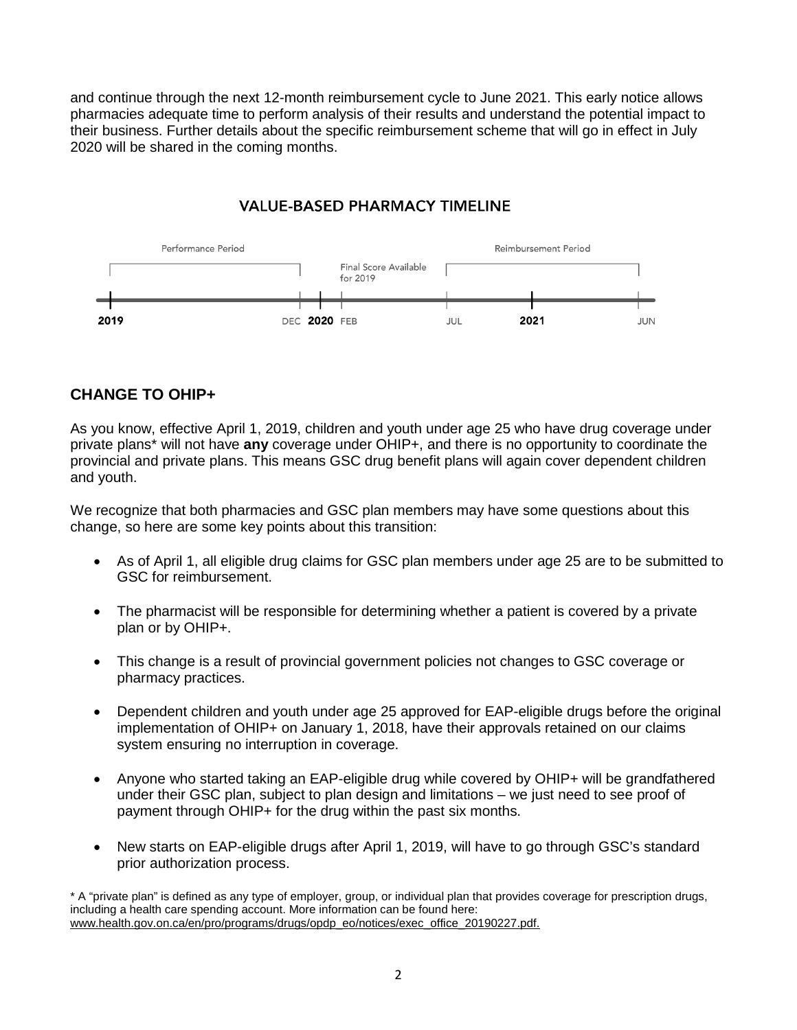and continue through the next 12-month reimbursement cycle to June 2021. This early notice allows pharmacies adequate time to perform analysis of their results and understand the potential impact to their business. Further details about the specific reimbursement scheme that will go in effect in July 2020 will be shared in the coming months.

VALUE-BASED PHARMACY TIMELINE

Performance Period | Final Score Available for 2019 | Reimbursement Period

2019 | DEC | 2020 | FEB | JUL | 2021 | JUN

## CHANGE TO OHIP+

As you know, effective April 1, 2019, children and youth under age 25 who have drug coverage under private plans* will not have **any** coverage under OHIP+, and there is no opportunity to coordinate the provincial and private plans. This means GSC drug benefit plans will again cover dependent children and youth.

We recognize that both pharmacies and GSC plan members may have some questions about this change, so here are some key points about this transition:

- As of April 1, all eligible drug claims for GSC plan members under age 25 are to be submitted to GSC for reimbursement.
- The pharmacist will be responsible for determining whether a patient is covered by a private plan or by OHIP+.
- This change is a result of provincial government policies not changes to GSC coverage or pharmacy practices.
- Dependent children and youth under age 25 approved for EAP-eligible drugs before the original implementation of OHIP+ on January 1, 2018, have their approvals retained on our claims system ensuring no interruption in coverage.
- Anyone who started taking an EAP-eligible drug while covered by OHIP+ will be grandfathered under their GSC plan, subject to plan design and limitations – we just need to see proof of payment through OHIP+ for the drug within the past six months.
- New starts on EAP-eligible drugs after April 1, 2019, will have to go through GSC's standard prior authorization process.

* A "private plan" is defined as any type of employer, group, or individual plan that provides coverage for prescription drugs, including a health care spending account. More information can be found here: www.health.gov.on.ca/en/pro/programs/drugs/opdp_eo/notices/exec_office_20190227.pdf.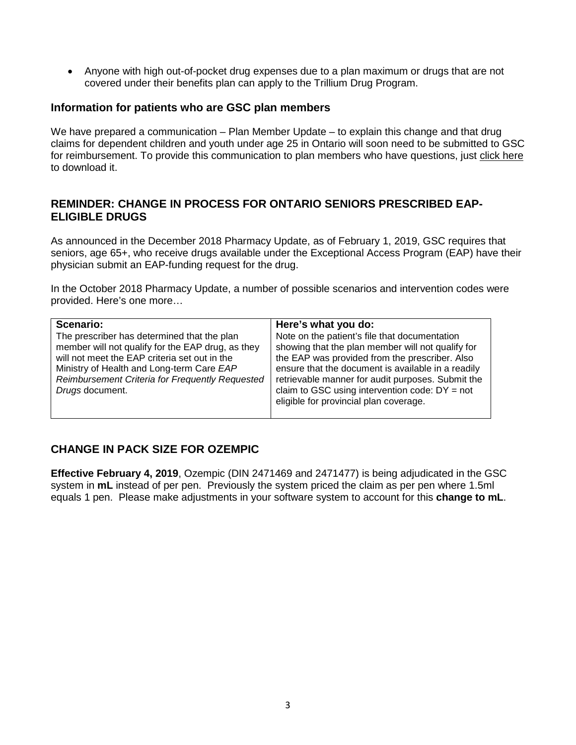- Anyone with high out-of-pocket drug expenses due to a plan maximum or drugs that are not covered under their benefits plan can apply to the Trillium Drug Program.

### Information for patients who are GSC plan members

We have prepared a communication – Plan Member Update – to explain this change and that drug claims for dependent children and youth under age 25 in Ontario will soon need to be submitted to GSC for reimbursement. To provide this communication to plan members who have questions, just click here to download it.

## REMINDER: CHANGE IN PROCESS FOR ONTARIO SENIORS PRESCRIBED EAP-ELIGIBLE DRUGS

As announced in the December 2018 Pharmacy Update, as of February 1, 2019, GSC requires that seniors, age 65+, who receive drugs available under the Exceptional Access Program (EAP) have their physician submit an EAP-funding request for the drug.

In the October 2018 Pharmacy Update, a number of possible scenarios and intervention codes were provided. Here's one more…

| Scenario: | Here's what you do: |
| --- | --- |
| The prescriber has determined that the plan member will not qualify for the EAP drug, as they will not meet the EAP criteria set out in the Ministry of Health and Long-term Care *EAP Reimbursement Criteria for Frequently Requested Drugs* document. | Note on the patient's file that documentation showing that the plan member will not qualify for the EAP was provided from the prescriber. Also ensure that the document is available in a readily retrievable manner for audit purposes. Submit the claim to GSC using intervention code: DY = not eligible for provincial plan coverage. |

## CHANGE IN PACK SIZE FOR OZEMPIC

**Effective February 4, 2019**, Ozempic (DIN 2471469 and 2471477) is being adjudicated in the GSC system in **mL** instead of per pen. Previously the system priced the claim as per pen where 1.5ml equals 1 pen. Please make adjustments in your software system to account for this **change to mL**.